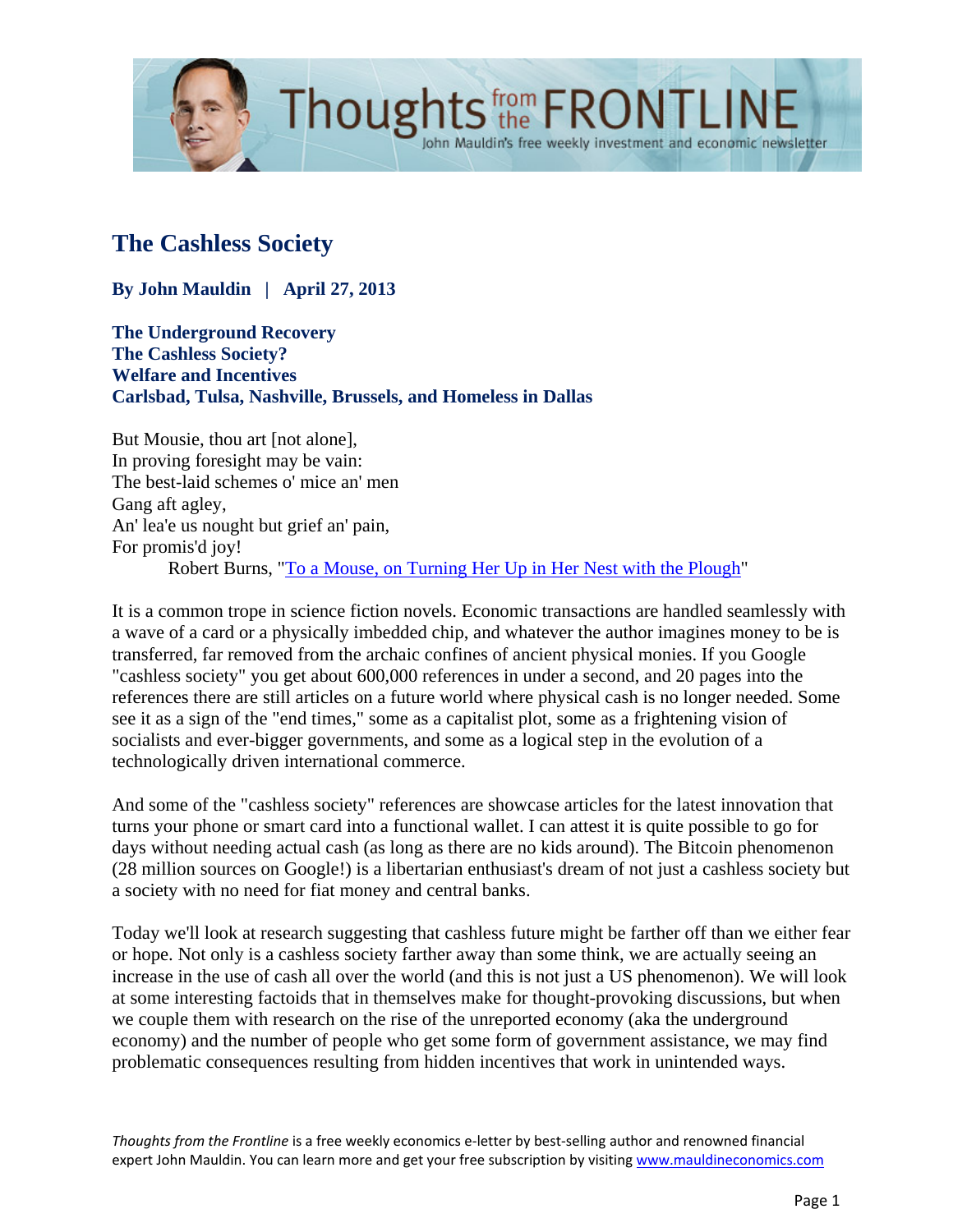# The Cashless Society

**By John Mauldin | April 27, 2013**

**The Underground Recovery**
**The Cashless Society?**
**Welfare and Incentives**
**Carlsbad, Tulsa, Nashville, Brussels, and Homeless in Dallas**

But Mousie, thou art [not alone],
In proving foresight may be vain:
The best-laid schemes o' mice an' men
Gang aft agley,
An' lea'e us nought but grief an' pain,
For promis'd joy!
Robert Burns, "To a Mouse, on Turning Her Up in Her Nest with the Plough"

It is a common trope in science fiction novels. Economic transactions are handled seamlessly with a wave of a card or a physically imbedded chip, and whatever the author imagines money to be is transferred, far removed from the archaic confines of ancient physical monies. If you Google "cashless society" you get about 600,000 references in under a second, and 20 pages into the references there are still articles on a future world where physical cash is no longer needed. Some see it as a sign of the "end times," some as a capitalist plot, some as a frightening vision of socialists and ever-bigger governments, and some as a logical step in the evolution of a technologically driven international commerce.

And some of the "cashless society" references are showcase articles for the latest innovation that turns your phone or smart card into a functional wallet. I can attest it is quite possible to go for days without needing actual cash (as long as there are no kids around). The Bitcoin phenomenon (28 million sources on Google!) is a libertarian enthusiast's dream of not just a cashless society but a society with no need for fiat money and central banks.

Today we'll look at research suggesting that cashless future might be farther off than we either fear or hope. Not only is a cashless society farther away than some think, we are actually seeing an increase in the use of cash all over the world (and this is not just a US phenomenon). We will look at some interesting factoids that in themselves make for thought-provoking discussions, but when we couple them with research on the rise of the unreported economy (aka the underground economy) and the number of people who get some form of government assistance, we may find problematic consequences resulting from hidden incentives that work in unintended ways.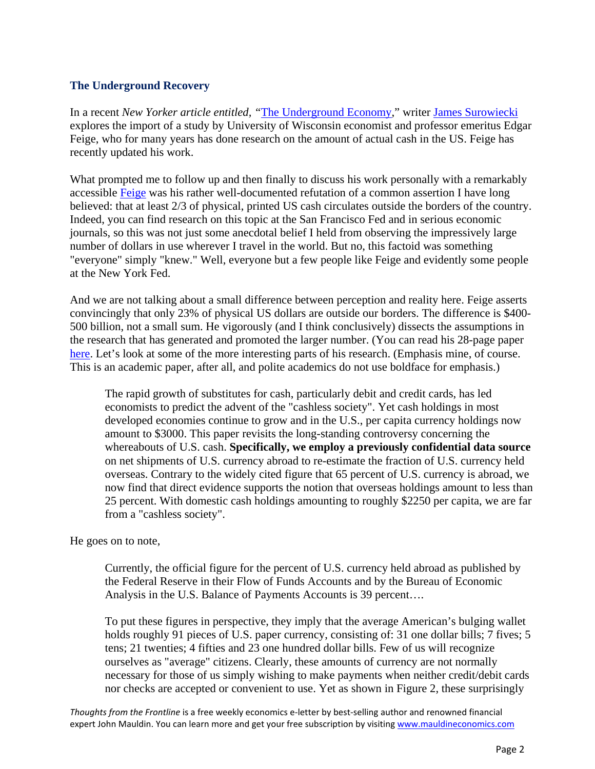### The Underground Recovery

In a recent *New Yorker article entitled, "*[The Underground Economy](#)," writer [James Surowiecki](#) explores the import of a study by University of Wisconsin economist and professor emeritus Edgar Feige, who for many years has done research on the amount of actual cash in the US. Feige has recently updated his work.

What prompted me to follow up and then finally to discuss his work personally with a remarkably accessible [Feige](#) was his rather well-documented refutation of a common assertion I have long believed: that at least 2/3 of physical, printed US cash circulates outside the borders of the country. Indeed, you can find research on this topic at the San Francisco Fed and in serious economic journals, so this was not just some anecdotal belief I held from observing the impressively large number of dollars in use wherever I travel in the world. But no, this factoid was something "everyone" simply "knew." Well, everyone but a few people like Feige and evidently some people at the New York Fed.

And we are not talking about a small difference between perception and reality here. Feige asserts convincingly that only 23% of physical US dollars are outside our borders. The difference is $400-500 billion, not a small sum. He vigorously (and I think conclusively) dissects the assumptions in the research that has generated and promoted the larger number. (You can read his 28-page paper [here](#). Let's look at some of the more interesting parts of his research. (Emphasis mine, of course. This is an academic paper, after all, and polite academics do not use boldface for emphasis.)

> The rapid growth of substitutes for cash, particularly debit and credit cards, has led economists to predict the advent of the "cashless society". Yet cash holdings in most developed economies continue to grow and in the U.S., per capita currency holdings now amount to $3000. This paper revisits the long-standing controversy concerning the whereabouts of U.S. cash. **Specifically, we employ a previously confidential data source** on net shipments of U.S. currency abroad to re-estimate the fraction of U.S. currency held overseas. Contrary to the widely cited figure that 65 percent of U.S. currency is abroad, we now find that direct evidence supports the notion that overseas holdings amount to less than 25 percent. With domestic cash holdings amounting to roughly $2250 per capita, we are far from a "cashless society".

He goes on to note,

> Currently, the official figure for the percent of U.S. currency held abroad as published by the Federal Reserve in their Flow of Funds Accounts and by the Bureau of Economic Analysis in the U.S. Balance of Payments Accounts is 39 percent….
>
> To put these figures in perspective, they imply that the average American's bulging wallet holds roughly 91 pieces of U.S. paper currency, consisting of: 31 one dollar bills; 7 fives; 5 tens; 21 twenties; 4 fifties and 23 one hundred dollar bills. Few of us will recognize ourselves as "average" citizens. Clearly, these amounts of currency are not normally necessary for those of us simply wishing to make payments when neither credit/debit cards nor checks are accepted or convenient to use. Yet as shown in Figure 2, these surprisingly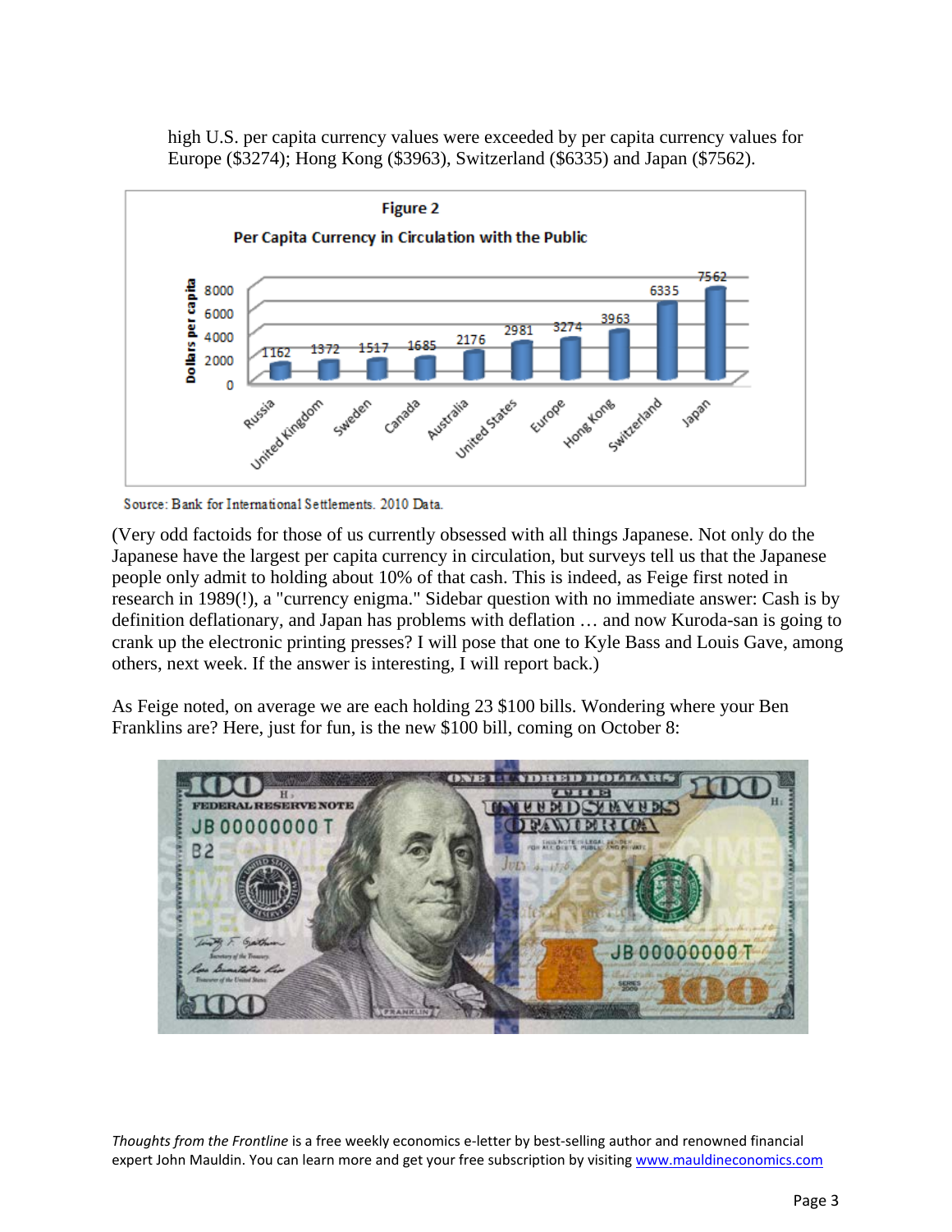high U.S. per capita currency values were exceeded by per capita currency values for Europe ($3274); Hong Kong ($3963), Switzerland ($6335) and Japan ($7562).

**Figure 2**

**Per Capita Currency in Circulation with the Public**

| Country | Dollars per capita |
|---|---|
| Russia | 1162 |
| United Kingdom | 1372 |
| Sweden | 1517 |
| Canada | 1685 |
| Australia | 2176 |
| United States | 2981 |
| Europe | 3274 |
| Hong Kong | 3963 |
| Switzerland | 6335 |
| Japan | 7562 |

Source: Bank for International Settlements. 2010 Data.

(Very odd factoids for those of us currently obsessed with all things Japanese. Not only do the Japanese have the largest per capita currency in circulation, but surveys tell us that the Japanese people only admit to holding about 10% of that cash. This is indeed, as Feige first noted in research in 1989(!), a "currency enigma." Sidebar question with no immediate answer: Cash is by definition deflationary, and Japan has problems with deflation … and now Kuroda-san is going to crank up the electronic printing presses? I will pose that one to Kyle Bass and Louis Gave, among others, next week. If the answer is interesting, I will report back.)

As Feige noted, on average we are each holding 23 $100 bills. Wondering where your Ben Franklins are? Here, just for fun, is the new $100 bill, coming on October 8:

*Thoughts from the Frontline* is a free weekly economics e-letter by best-selling author and renowned financial expert John Mauldin. You can learn more and get your free subscription by visiting www.mauldineconomics.com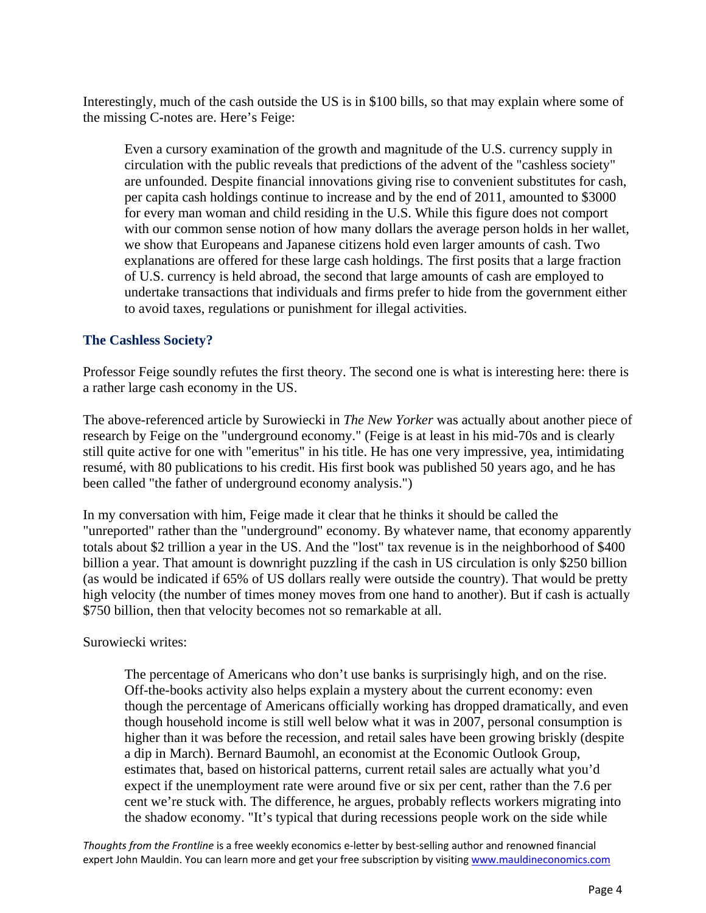Interestingly, much of the cash outside the US is in $100 bills, so that may explain where some of the missing C-notes are. Here's Feige:

> Even a cursory examination of the growth and magnitude of the U.S. currency supply in circulation with the public reveals that predictions of the advent of the "cashless society" are unfounded. Despite financial innovations giving rise to convenient substitutes for cash, per capita cash holdings continue to increase and by the end of 2011, amounted to $3000 for every man woman and child residing in the U.S. While this figure does not comport with our common sense notion of how many dollars the average person holds in her wallet, we show that Europeans and Japanese citizens hold even larger amounts of cash. Two explanations are offered for these large cash holdings. The first posits that a large fraction of U.S. currency is held abroad, the second that large amounts of cash are employed to undertake transactions that individuals and firms prefer to hide from the government either to avoid taxes, regulations or punishment for illegal activities.

### The Cashless Society?

Professor Feige soundly refutes the first theory. The second one is what is interesting here: there is a rather large cash economy in the US.

The above-referenced article by Surowiecki in *The New Yorker* was actually about another piece of research by Feige on the "underground economy." (Feige is at least in his mid-70s and is clearly still quite active for one with "emeritus" in his title. He has one very impressive, yea, intimidating resumé, with 80 publications to his credit. His first book was published 50 years ago, and he has been called "the father of underground economy analysis.")

In my conversation with him, Feige made it clear that he thinks it should be called the "unreported" rather than the "underground" economy. By whatever name, that economy apparently totals about $2 trillion a year in the US. And the "lost" tax revenue is in the neighborhood of $400 billion a year. That amount is downright puzzling if the cash in US circulation is only $250 billion (as would be indicated if 65% of US dollars really were outside the country). That would be pretty high velocity (the number of times money moves from one hand to another). But if cash is actually $750 billion, then that velocity becomes not so remarkable at all.

Surowiecki writes:

> The percentage of Americans who don't use banks is surprisingly high, and on the rise. Off-the-books activity also helps explain a mystery about the current economy: even though the percentage of Americans officially working has dropped dramatically, and even though household income is still well below what it was in 2007, personal consumption is higher than it was before the recession, and retail sales have been growing briskly (despite a dip in March). Bernard Baumohl, an economist at the Economic Outlook Group, estimates that, based on historical patterns, current retail sales are actually what you'd expect if the unemployment rate were around five or six per cent, rather than the 7.6 per cent we're stuck with. The difference, he argues, probably reflects workers migrating into the shadow economy. "It's typical that during recessions people work on the side while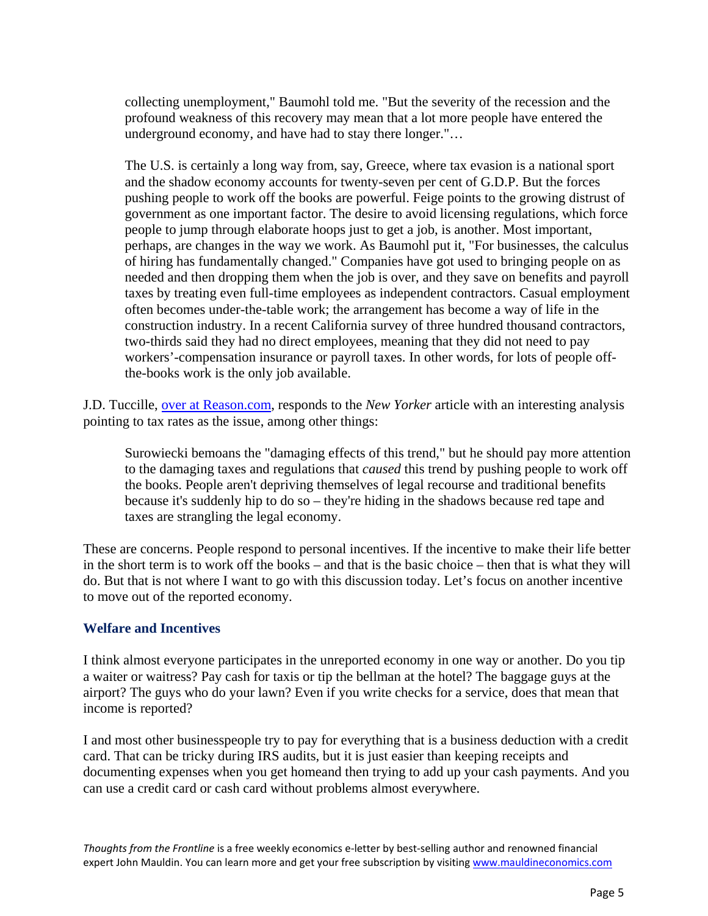> collecting unemployment," Baumohl told me. "But the severity of the recession and the profound weakness of this recovery may mean that a lot more people have entered the underground economy, and have had to stay there longer."…
>
> The U.S. is certainly a long way from, say, Greece, where tax evasion is a national sport and the shadow economy accounts for twenty-seven per cent of G.D.P. But the forces pushing people to work off the books are powerful. Feige points to the growing distrust of government as one important factor. The desire to avoid licensing regulations, which force people to jump through elaborate hoops just to get a job, is another. Most important, perhaps, are changes in the way we work. As Baumohl put it, "For businesses, the calculus of hiring has fundamentally changed." Companies have got used to bringing people on as needed and then dropping them when the job is over, and they save on benefits and payroll taxes by treating even full-time employees as independent contractors. Casual employment often becomes under-the-table work; the arrangement has become a way of life in the construction industry. In a recent California survey of three hundred thousand contractors, two-thirds said they had no direct employees, meaning that they did not need to pay workers'-compensation insurance or payroll taxes. In other words, for lots of people off-the-books work is the only job available.

J.D. Tuccille, [over at Reason.com](), responds to the *New Yorker* article with an interesting analysis pointing to tax rates as the issue, among other things:

> Surowiecki bemoans the "damaging effects of this trend," but he should pay more attention to the damaging taxes and regulations that *caused* this trend by pushing people to work off the books. People aren't depriving themselves of legal recourse and traditional benefits because it's suddenly hip to do so – they're hiding in the shadows because red tape and taxes are strangling the legal economy.

These are concerns. People respond to personal incentives. If the incentive to make their life better in the short term is to work off the books – and that is the basic choice – then that is what they will do. But that is not where I want to go with this discussion today. Let's focus on another incentive to move out of the reported economy.

## Welfare and Incentives

I think almost everyone participates in the unreported economy in one way or another. Do you tip a waiter or waitress? Pay cash for taxis or tip the bellman at the hotel? The baggage guys at the airport? The guys who do your lawn? Even if you write checks for a service, does that mean that income is reported?

I and most other businesspeople try to pay for everything that is a business deduction with a credit card. That can be tricky during IRS audits, but it is just easier than keeping receipts and documenting expenses when you get homeand then trying to add up your cash payments. And you can use a credit card or cash card without problems almost everywhere.

*Thoughts from the Frontline* is a free weekly economics e-letter by best-selling author and renowned financial expert John Mauldin. You can learn more and get your free subscription by visiting www.mauldineconomics.com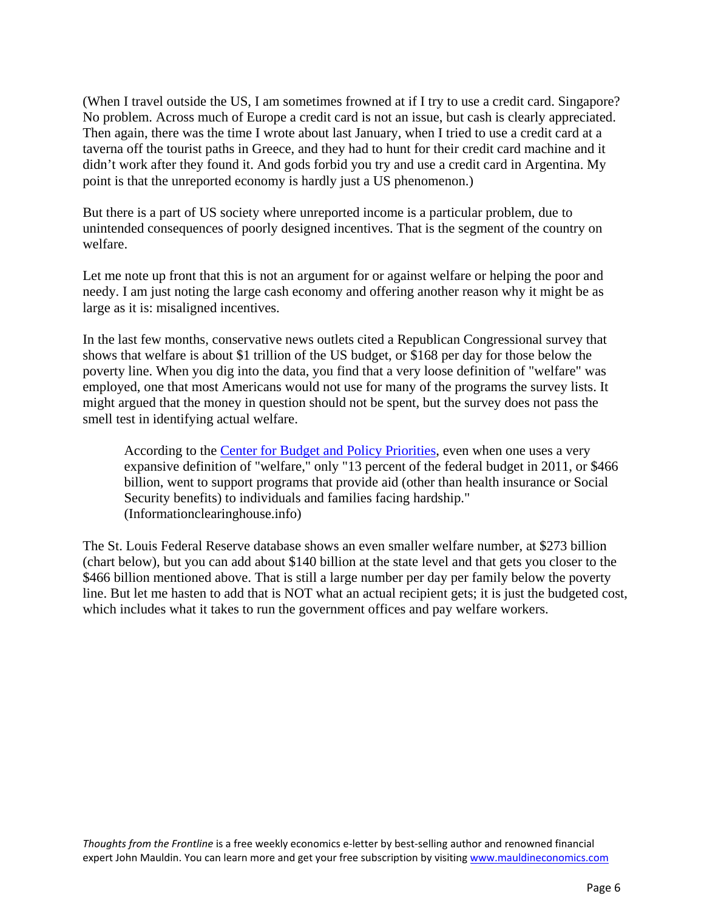(When I travel outside the US, I am sometimes frowned at if I try to use a credit card. Singapore? No problem. Across much of Europe a credit card is not an issue, but cash is clearly appreciated. Then again, there was the time I wrote about last January, when I tried to use a credit card at a taverna off the tourist paths in Greece, and they had to hunt for their credit card machine and it didn't work after they found it. And gods forbid you try and use a credit card in Argentina. My point is that the unreported economy is hardly just a US phenomenon.)

But there is a part of US society where unreported income is a particular problem, due to unintended consequences of poorly designed incentives. That is the segment of the country on welfare.

Let me note up front that this is not an argument for or against welfare or helping the poor and needy. I am just noting the large cash economy and offering another reason why it might be as large as it is: misaligned incentives.

In the last few months, conservative news outlets cited a Republican Congressional survey that shows that welfare is about $1 trillion of the US budget, or $168 per day for those below the poverty line. When you dig into the data, you find that a very loose definition of "welfare" was employed, one that most Americans would not use for many of the programs the survey lists. It might argued that the money in question should not be spent, but the survey does not pass the smell test in identifying actual welfare.

> According to the [Center for Budget and Policy Priorities](), even when one uses a very expansive definition of "welfare," only "13 percent of the federal budget in 2011, or $466 billion, went to support programs that provide aid (other than health insurance or Social Security benefits) to individuals and families facing hardship." (Informationclearinghouse.info)

The St. Louis Federal Reserve database shows an even smaller welfare number, at $273 billion (chart below), but you can add about $140 billion at the state level and that gets you closer to the $466 billion mentioned above. That is still a large number per day per family below the poverty line. But let me hasten to add that is NOT what an actual recipient gets; it is just the budgeted cost, which includes what it takes to run the government offices and pay welfare workers.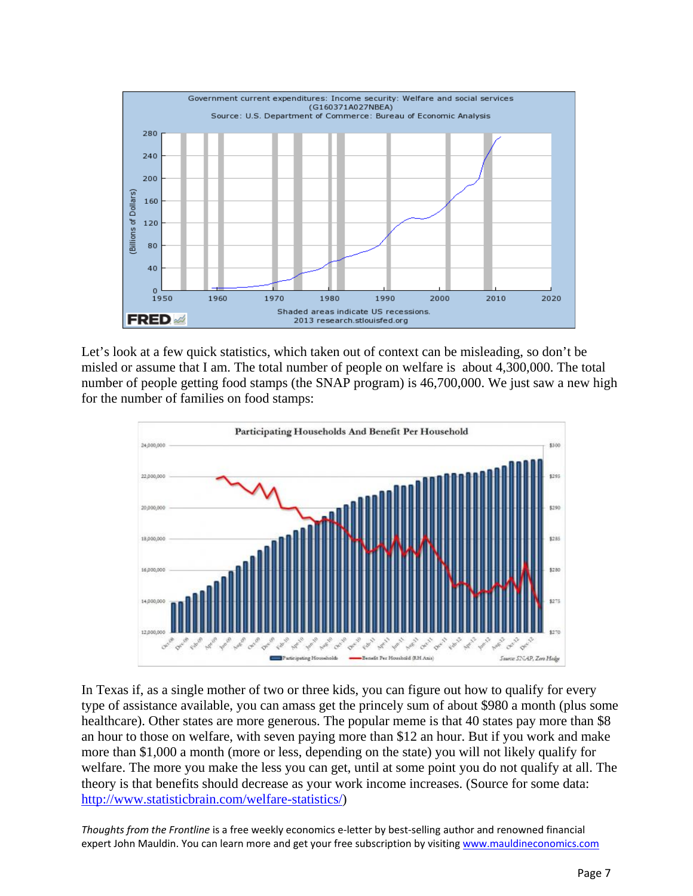Let's look at a few quick statistics, which taken out of context can be misleading, so don't be misled or assume that I am. The total number of people on welfare is about 4,300,000. The total number of people getting food stamps (the SNAP program) is 46,700,000. We just saw a new high for the number of families on food stamps:

In Texas if, as a single mother of two or three kids, you can figure out how to qualify for every type of assistance available, you can amass get the princely sum of about $980 a month (plus some healthcare). Other states are more generous. The popular meme is that 40 states pay more than $8 an hour to those on welfare, with seven paying more than $12 an hour. But if you work and make more than $1,000 a month (more or less, depending on the state) you will not likely qualify for welfare. The more you make the less you can get, until at some point you do not qualify at all. The theory is that benefits should decrease as your work income increases. (Source for some data: [http://www.statisticbrain.com/welfare-statistics/](http://www.statisticbrain.com/welfare-statistics/))

*Thoughts from the Frontline* is a free weekly economics e-letter by best-selling author and renowned financial expert John Mauldin. You can learn more and get your free subscription by visiting [www.mauldineconomics.com](http://www.mauldineconomics.com)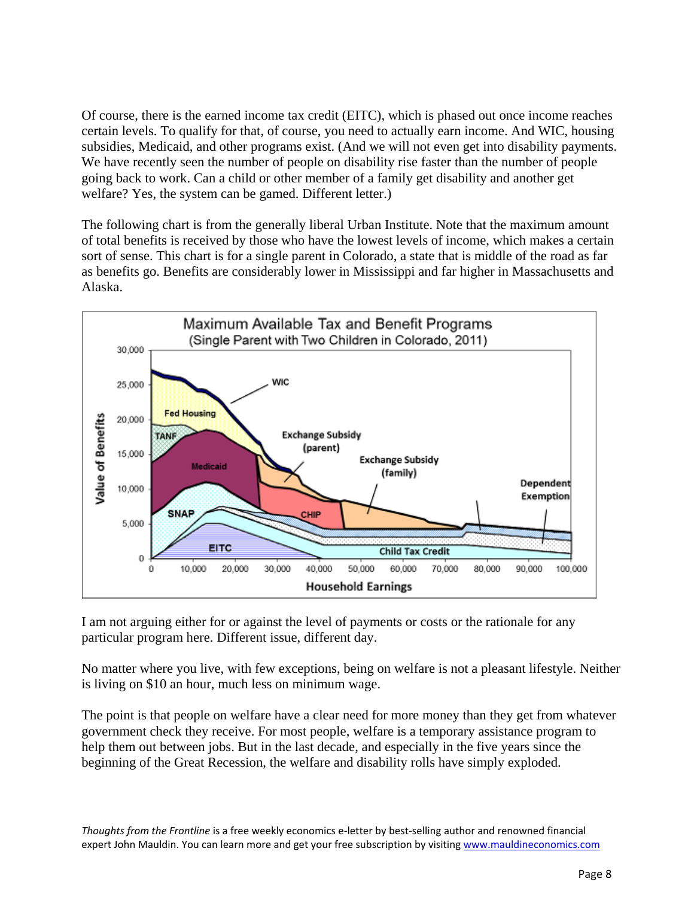Of course, there is the earned income tax credit (EITC), which is phased out once income reaches certain levels. To qualify for that, of course, you need to actually earn income. And WIC, housing subsidies, Medicaid, and other programs exist. (And we will not even get into disability payments. We have recently seen the number of people on disability rise faster than the number of people going back to work. Can a child or other member of a family get disability and another get welfare? Yes, the system can be gamed. Different letter.)

The following chart is from the generally liberal Urban Institute. Note that the maximum amount of total benefits is received by those who have the lowest levels of income, which makes a certain sort of sense. This chart is for a single parent in Colorado, a state that is middle of the road as far as benefits go. Benefits are considerably lower in Mississippi and far higher in Massachusetts and Alaska.

I am not arguing either for or against the level of payments or costs or the rationale for any particular program here. Different issue, different day.

No matter where you live, with few exceptions, being on welfare is not a pleasant lifestyle. Neither is living on $10 an hour, much less on minimum wage.

The point is that people on welfare have a clear need for more money than they get from whatever government check they receive. For most people, welfare is a temporary assistance program to help them out between jobs. But in the last decade, and especially in the five years since the beginning of the Great Recession, the welfare and disability rolls have simply exploded.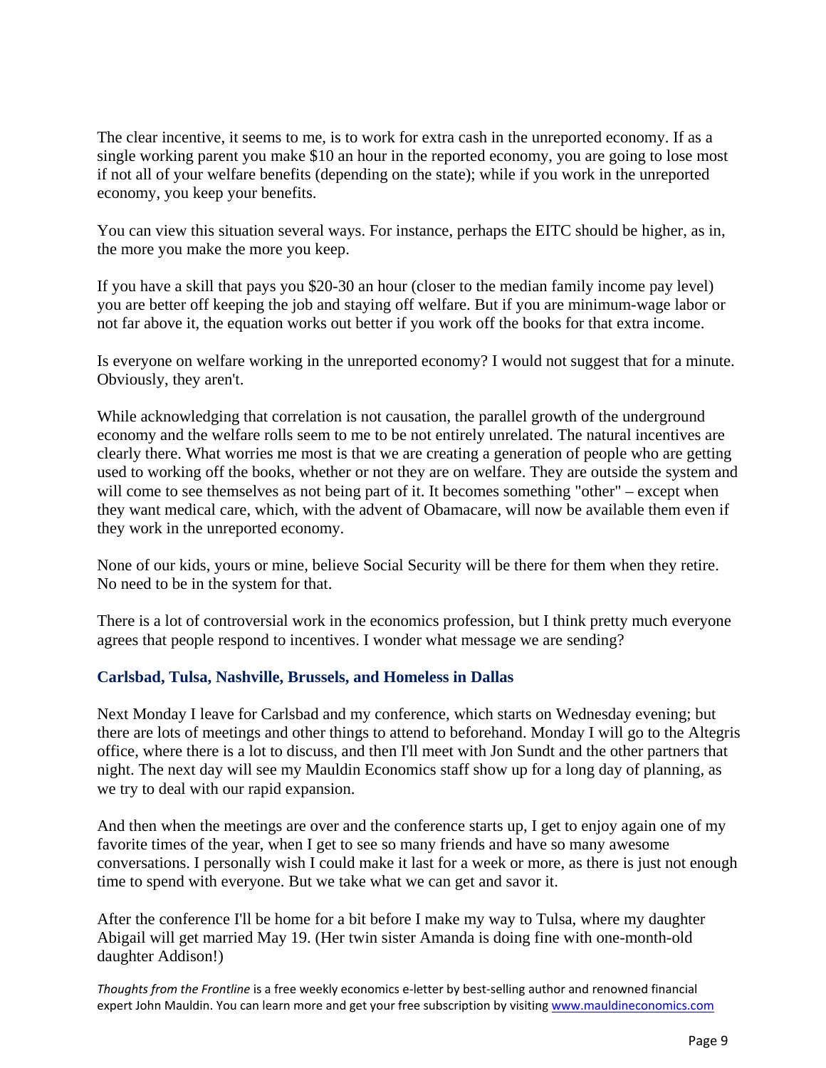The clear incentive, it seems to me, is to work for extra cash in the unreported economy. If as a single working parent you make $10 an hour in the reported economy, you are going to lose most if not all of your welfare benefits (depending on the state); while if you work in the unreported economy, you keep your benefits.

You can view this situation several ways. For instance, perhaps the EITC should be higher, as in, the more you make the more you keep.

If you have a skill that pays you $20-30 an hour (closer to the median family income pay level) you are better off keeping the job and staying off welfare. But if you are minimum-wage labor or not far above it, the equation works out better if you work off the books for that extra income.

Is everyone on welfare working in the unreported economy? I would not suggest that for a minute. Obviously, they aren't.

While acknowledging that correlation is not causation, the parallel growth of the underground economy and the welfare rolls seem to me to be not entirely unrelated. The natural incentives are clearly there. What worries me most is that we are creating a generation of people who are getting used to working off the books, whether or not they are on welfare. They are outside the system and will come to see themselves as not being part of it. It becomes something "other" – except when they want medical care, which, with the advent of Obamacare, will now be available them even if they work in the unreported economy.

None of our kids, yours or mine, believe Social Security will be there for them when they retire. No need to be in the system for that.

There is a lot of controversial work in the economics profession, but I think pretty much everyone agrees that people respond to incentives. I wonder what message we are sending?

### Carlsbad, Tulsa, Nashville, Brussels, and Homeless in Dallas

Next Monday I leave for Carlsbad and my conference, which starts on Wednesday evening; but there are lots of meetings and other things to attend to beforehand. Monday I will go to the Altegris office, where there is a lot to discuss, and then I'll meet with Jon Sundt and the other partners that night. The next day will see my Mauldin Economics staff show up for a long day of planning, as we try to deal with our rapid expansion.

And then when the meetings are over and the conference starts up, I get to enjoy again one of my favorite times of the year, when I get to see so many friends and have so many awesome conversations. I personally wish I could make it last for a week or more, as there is just not enough time to spend with everyone. But we take what we can get and savor it.

After the conference I'll be home for a bit before I make my way to Tulsa, where my daughter Abigail will get married May 19. (Her twin sister Amanda is doing fine with one-month-old daughter Addison!)

*Thoughts from the Frontline* is a free weekly economics e-letter by best-selling author and renowned financial expert John Mauldin. You can learn more and get your free subscription by visiting www.mauldineconomics.com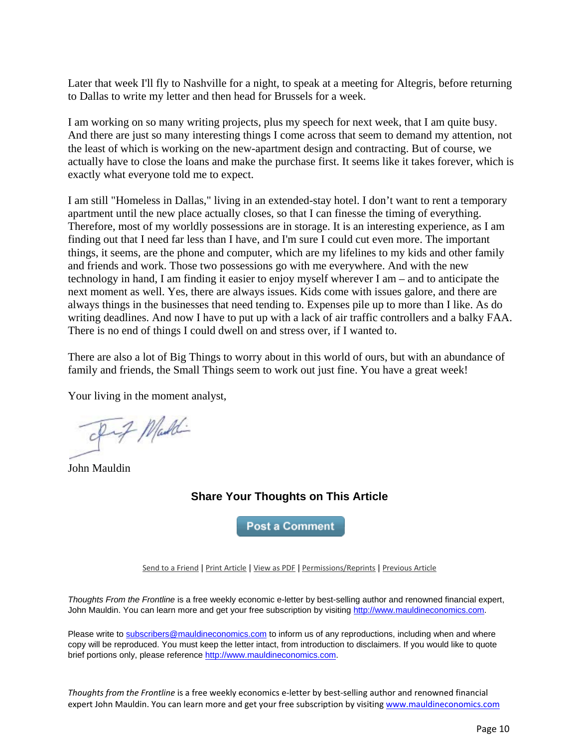Later that week I'll fly to Nashville for a night, to speak at a meeting for Altegris, before returning to Dallas to write my letter and then head for Brussels for a week.

I am working on so many writing projects, plus my speech for next week, that I am quite busy. And there are just so many interesting things I come across that seem to demand my attention, not the least of which is working on the new-apartment design and contracting. But of course, we actually have to close the loans and make the purchase first. It seems like it takes forever, which is exactly what everyone told me to expect.

I am still "Homeless in Dallas," living in an extended-stay hotel. I don't want to rent a temporary apartment until the new place actually closes, so that I can finesse the timing of everything. Therefore, most of my worldly possessions are in storage. It is an interesting experience, as I am finding out that I need far less than I have, and I'm sure I could cut even more. The important things, it seems, are the phone and computer, which are my lifelines to my kids and other family and friends and work. Those two possessions go with me everywhere. And with the new technology in hand, I am finding it easier to enjoy myself wherever I am – and to anticipate the next moment as well. Yes, there are always issues. Kids come with issues galore, and there are always things in the businesses that need tending to. Expenses pile up to more than I like. As do writing deadlines. And now I have to put up with a lack of air traffic controllers and a balky FAA. There is no end of things I could dwell on and stress over, if I wanted to.

There are also a lot of Big Things to worry about in this world of ours, but with an abundance of family and friends, the Small Things seem to work out just fine. You have a great week!

Your living in the moment analyst,

John Mauldin

### Share Your Thoughts on This Article

Post a Comment

Send to a Friend | Print Article | View as PDF | Permissions/Reprints | Previous Article

*Thoughts From the Frontline* is a free weekly economic e-letter by best-selling author and renowned financial expert, John Mauldin. You can learn more and get your free subscription by visiting http://www.mauldineconomics.com.

Please write to subscribers@mauldineconomics.com to inform us of any reproductions, including when and where copy will be reproduced. You must keep the letter intact, from introduction to disclaimers. If you would like to quote brief portions only, please reference http://www.mauldineconomics.com.

*Thoughts from the Frontline* is a free weekly economics e-letter by best-selling author and renowned financial expert John Mauldin. You can learn more and get your free subscription by visiting www.mauldineconomics.com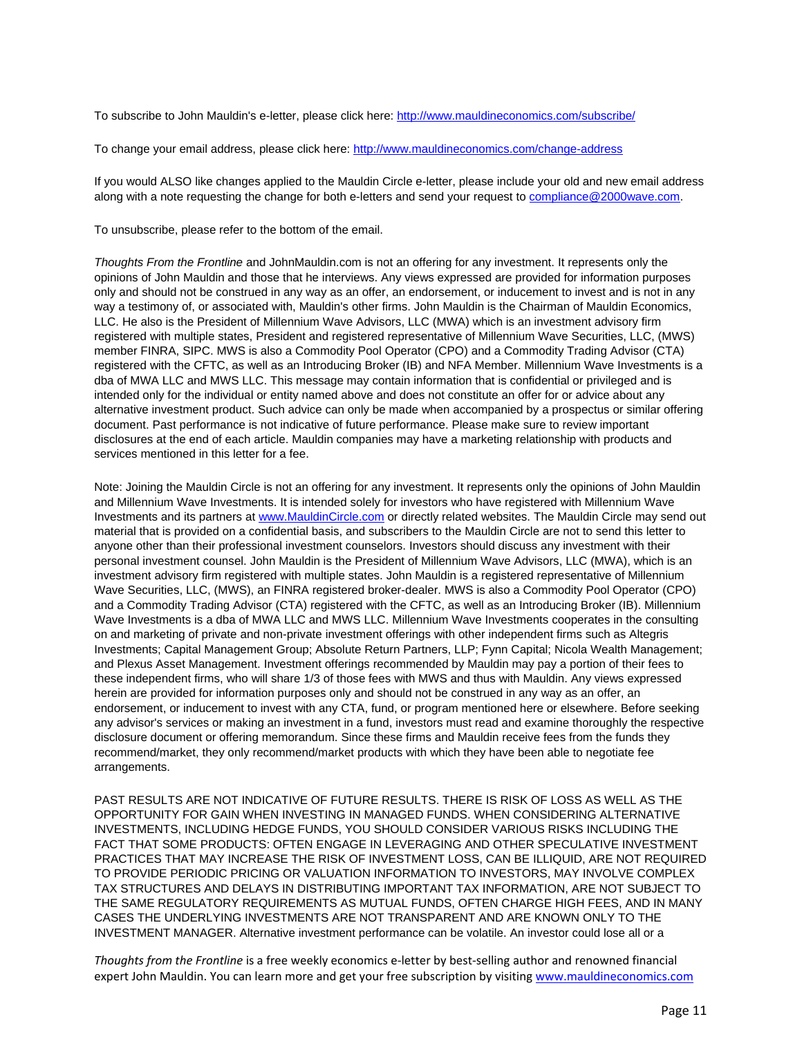To subscribe to John Mauldin's e-letter, please click here: [http://www.mauldineconomics.com/subscribe/](http://www.mauldineconomics.com/subscribe/)

To change your email address, please click here: [http://www.mauldineconomics.com/change-address](http://www.mauldineconomics.com/change-address)

If you would ALSO like changes applied to the Mauldin Circle e-letter, please include your old and new email address along with a note requesting the change for both e-letters and send your request to [compliance@2000wave.com](mailto:compliance@2000wave.com).

To unsubscribe, please refer to the bottom of the email.

*Thoughts From the Frontline* and JohnMauldin.com is not an offering for any investment. It represents only the opinions of John Mauldin and those that he interviews. Any views expressed are provided for information purposes only and should not be construed in any way as an offer, an endorsement, or inducement to invest and is not in any way a testimony of, or associated with, Mauldin's other firms. John Mauldin is the Chairman of Mauldin Economics, LLC. He also is the President of Millennium Wave Advisors, LLC (MWA) which is an investment advisory firm registered with multiple states, President and registered representative of Millennium Wave Securities, LLC, (MWS) member FINRA, SIPC. MWS is also a Commodity Pool Operator (CPO) and a Commodity Trading Advisor (CTA) registered with the CFTC, as well as an Introducing Broker (IB) and NFA Member. Millennium Wave Investments is a dba of MWA LLC and MWS LLC. This message may contain information that is confidential or privileged and is intended only for the individual or entity named above and does not constitute an offer for or advice about any alternative investment product. Such advice can only be made when accompanied by a prospectus or similar offering document. Past performance is not indicative of future performance. Please make sure to review important disclosures at the end of each article. Mauldin companies may have a marketing relationship with products and services mentioned in this letter for a fee.

Note: Joining the Mauldin Circle is not an offering for any investment. It represents only the opinions of John Mauldin and Millennium Wave Investments. It is intended solely for investors who have registered with Millennium Wave Investments and its partners at [www.MauldinCircle.com](http://www.MauldinCircle.com) or directly related websites. The Mauldin Circle may send out material that is provided on a confidential basis, and subscribers to the Mauldin Circle are not to send this letter to anyone other than their professional investment counselors. Investors should discuss any investment with their personal investment counsel. John Mauldin is the President of Millennium Wave Advisors, LLC (MWA), which is an investment advisory firm registered with multiple states. John Mauldin is a registered representative of Millennium Wave Securities, LLC, (MWS), an FINRA registered broker-dealer. MWS is also a Commodity Pool Operator (CPO) and a Commodity Trading Advisor (CTA) registered with the CFTC, as well as an Introducing Broker (IB). Millennium Wave Investments is a dba of MWA LLC and MWS LLC. Millennium Wave Investments cooperates in the consulting on and marketing of private and non-private investment offerings with other independent firms such as Altegris Investments; Capital Management Group; Absolute Return Partners, LLP; Fynn Capital; Nicola Wealth Management; and Plexus Asset Management. Investment offerings recommended by Mauldin may pay a portion of their fees to these independent firms, who will share 1/3 of those fees with MWS and thus with Mauldin. Any views expressed herein are provided for information purposes only and should not be construed in any way as an offer, an endorsement, or inducement to invest with any CTA, fund, or program mentioned here or elsewhere. Before seeking any advisor's services or making an investment in a fund, investors must read and examine thoroughly the respective disclosure document or offering memorandum. Since these firms and Mauldin receive fees from the funds they recommend/market, they only recommend/market products with which they have been able to negotiate fee arrangements.

PAST RESULTS ARE NOT INDICATIVE OF FUTURE RESULTS. THERE IS RISK OF LOSS AS WELL AS THE OPPORTUNITY FOR GAIN WHEN INVESTING IN MANAGED FUNDS. WHEN CONSIDERING ALTERNATIVE INVESTMENTS, INCLUDING HEDGE FUNDS, YOU SHOULD CONSIDER VARIOUS RISKS INCLUDING THE FACT THAT SOME PRODUCTS: OFTEN ENGAGE IN LEVERAGING AND OTHER SPECULATIVE INVESTMENT PRACTICES THAT MAY INCREASE THE RISK OF INVESTMENT LOSS, CAN BE ILLIQUID, ARE NOT REQUIRED TO PROVIDE PERIODIC PRICING OR VALUATION INFORMATION TO INVESTORS, MAY INVOLVE COMPLEX TAX STRUCTURES AND DELAYS IN DISTRIBUTING IMPORTANT TAX INFORMATION, ARE NOT SUBJECT TO THE SAME REGULATORY REQUIREMENTS AS MUTUAL FUNDS, OFTEN CHARGE HIGH FEES, AND IN MANY CASES THE UNDERLYING INVESTMENTS ARE NOT TRANSPARENT AND ARE KNOWN ONLY TO THE INVESTMENT MANAGER. Alternative investment performance can be volatile. An investor could lose all or a

*Thoughts from the Frontline* is a free weekly economics e-letter by best-selling author and renowned financial expert John Mauldin. You can learn more and get your free subscription by visiting [www.mauldineconomics.com](http://www.mauldineconomics.com)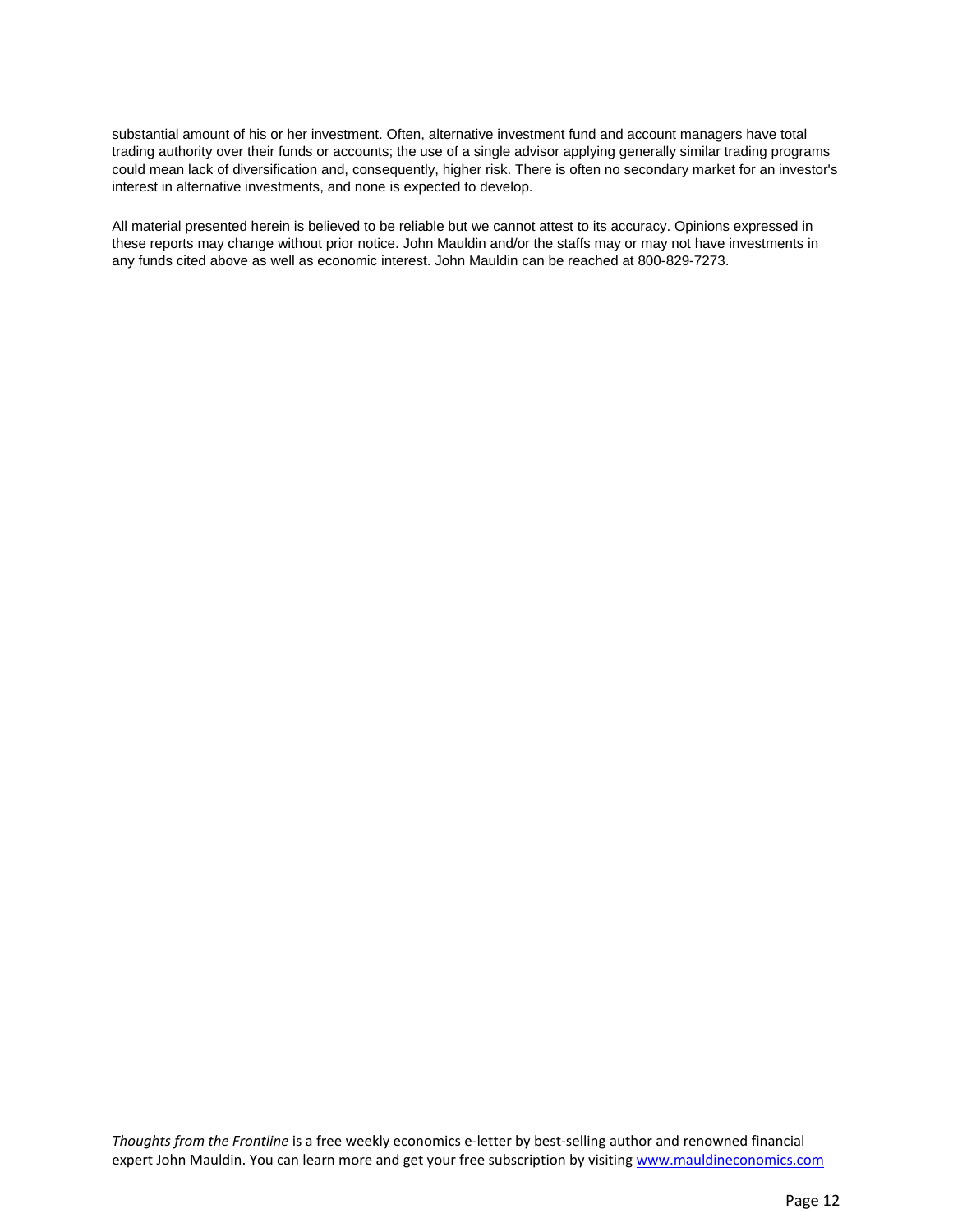substantial amount of his or her investment. Often, alternative investment fund and account managers have total trading authority over their funds or accounts; the use of a single advisor applying generally similar trading programs could mean lack of diversification and, consequently, higher risk. There is often no secondary market for an investor's interest in alternative investments, and none is expected to develop.

All material presented herein is believed to be reliable but we cannot attest to its accuracy. Opinions expressed in these reports may change without prior notice. John Mauldin and/or the staffs may or may not have investments in any funds cited above as well as economic interest. John Mauldin can be reached at 800-829-7273.